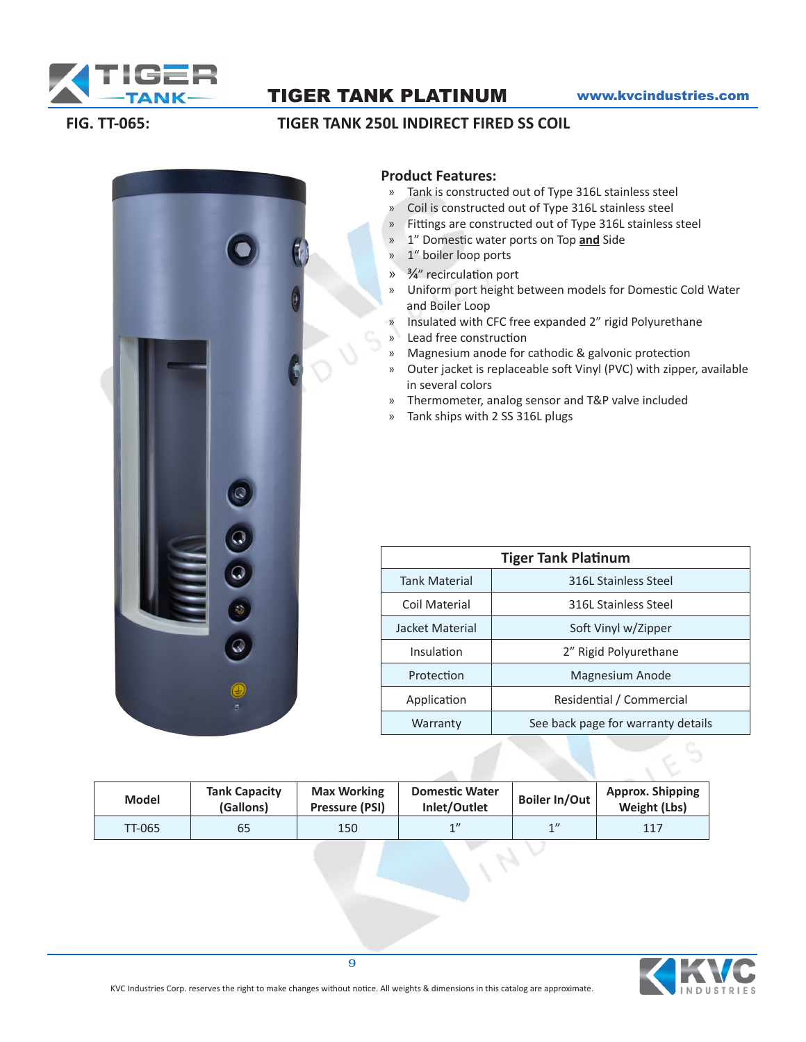# TIGER TANK PLATINUM

**FIG. TT-065:** **TIGER TANK 250L INDIRECT FIRED SS COIL**

### Product Features:

- Tank is constructed out of Type 316L stainless steel
- Coil is constructed out of Type 316L stainless steel
- Fittings are constructed out of Type 316L stainless steel
- 1" Domestic water ports on Top **and** Side
- 1" boiler loop ports
- ¾" recirculation port
- Uniform port height between models for Domestic Cold Water and Boiler Loop
- Insulated with CFC free expanded 2" rigid Polyurethane
- Lead free construction
- Magnesium anode for cathodic & galvanic protection
- Outer jacket is replaceable soft Vinyl (PVC) with zipper, available in several colors
- Thermometer, analog sensor and T&P valve included
- Tank ships with 2 SS 316L plugs

| Tiger Tank Platinum | |
|---|---|
| Tank Material | 316L Stainless Steel |
| Coil Material | 316L Stainless Steel |
| Jacket Material | Soft Vinyl w/Zipper |
| Insulation | 2" Rigid Polyurethane |
| Protection | Magnesium Anode |
| Application | Residential / Commercial |
| Warranty | See back page for warranty details |

| Model | Tank Capacity (Gallons) | Max Working Pressure (PSI) | Domestic Water Inlet/Outlet | Boiler In/Out | Approx. Shipping Weight (Lbs) |
|---|---|---|---|---|---|
| TT-065 | 65 | 150 | 1" | 1" | 117 |

KVC Industries Corp. reserves the right to make changes without notice. All weights & dimensions in this catalog are approximate.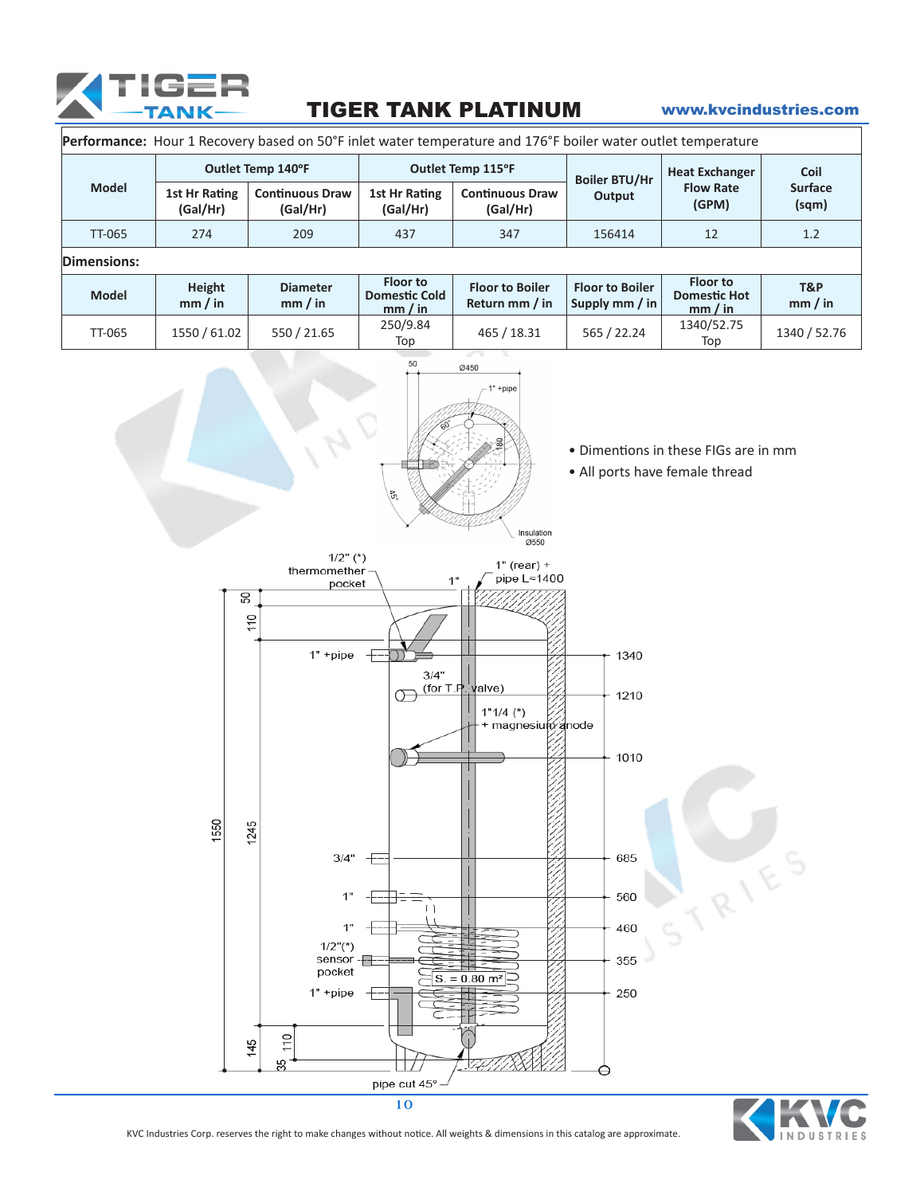# TIGER TANK PLATINUM

www.kvcindustries.com

**Performance:** Hour 1 Recovery based on 50°F inlet water temperature and 176°F boiler water outlet temperature

| Model | Outlet Temp 140°F | | Outlet Temp 115°F | | Boiler BTU/Hr Output | Heat Exchanger Flow Rate (GPM) | Coil Surface (sqm) |
|---|---|---|---|---|---|---|---|
| | 1st Hr Rating (Gal/Hr) | Continuous Draw (Gal/Hr) | 1st Hr Rating (Gal/Hr) | Continuous Draw (Gal/Hr) | | | |
| TT-065 | 274 | 209 | 437 | 347 | 156414 | 12 | 1.2 |

**Dimensions:**

| Model | Height mm / in | Diameter mm / in | Floor to Domestic Cold mm / in | Floor to Boiler Return mm / in | Floor to Boiler Supply mm / in | Floor to Domestic Hot mm / in | T&P mm / in |
|---|---|---|---|---|---|---|---|
| TT-065 | 1550 / 61.02 | 550 / 21.65 | 250/9.84 Top | 465 / 18.31 | 565 / 22.24 | 1340/52.75 Top | 1340 / 52.76 |

50
Ø450
1" +pipe
60°
180
45°
Insulation Ø550

- Dimentions in these FIGs are in mm
- All ports have female thread

1/2" (*) thermomether pocket
1"
1" (rear) + pipe L≈1400
50
110
1" +pipe
1340
3/4" (for T.P. valve)
1210
1"1/4 (*) + magnesium anode
1010
1550
1245
3/4"
685
1"
560
1"
460
1/2"(*) sensor pocket
355
S. = 0.80 m²
1" +pipe
250
145
110
35
pipe cut 45°

KVC Industries Corp. reserves the right to make changes without notice. All weights & dimensions in this catalog are approximate.